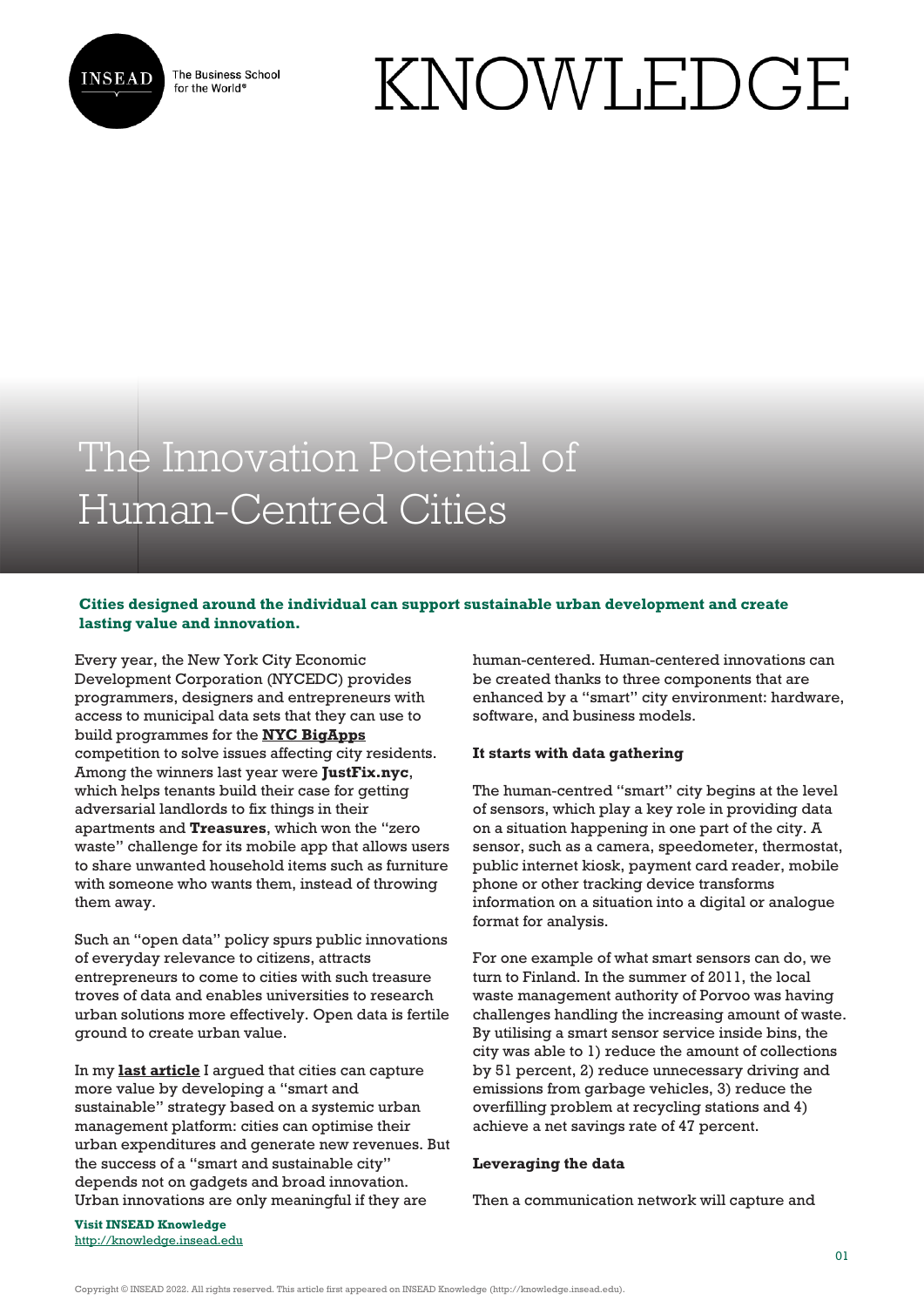# The Innovation Potential of Human-Centred Cities

**Cities designed around the individual can support sustainable urban development and create lasting value and innovation.**

Every year, the New York City Economic Development Corporation (NYCEDC) provides programmers, designers and entrepreneurs with access to municipal data sets that they can use to build programmes for the **NYC BigApps** competition to solve issues affecting city residents. Among the winners last year were **JustFix.nyc**, which helps tenants build their case for getting adversarial landlords to fix things in their apartments and **Treasures**, which won the "zero waste" challenge for its mobile app that allows users to share unwanted household items such as furniture with someone who wants them, instead of throwing them away.

Such an "open data" policy spurs public innovations of everyday relevance to citizens, attracts entrepreneurs to come to cities with such treasure troves of data and enables universities to research urban solutions more effectively. Open data is fertile ground to create urban value.

In my **last article** I argued that cities can capture more value by developing a "smart and sustainable" strategy based on a systemic urban management platform: cities can optimise their urban expenditures and generate new revenues. But the success of a "smart and sustainable city" depends not on gadgets and broad innovation. Urban innovations are only meaningful if they are human-centered. Human-centered innovations can be created thanks to three components that are enhanced by a "smart" city environment: hardware, software, and business models.

### It starts with data gathering

The human-centred "smart" city begins at the level of sensors, which play a key role in providing data on a situation happening in one part of the city. A sensor, such as a camera, speedometer, thermostat, public internet kiosk, payment card reader, mobile phone or other tracking device transforms information on a situation into a digital or analogue format for analysis.

For one example of what smart sensors can do, we turn to Finland. In the summer of 2011, the local waste management authority of Porvoo was having challenges handling the increasing amount of waste. By utilising a smart sensor service inside bins, the city was able to 1) reduce the amount of collections by 51 percent, 2) reduce unnecessary driving and emissions from garbage vehicles, 3) reduce the overfilling problem at recycling stations and 4) achieve a net savings rate of 47 percent.

### Leveraging the data

Then a communication network will capture and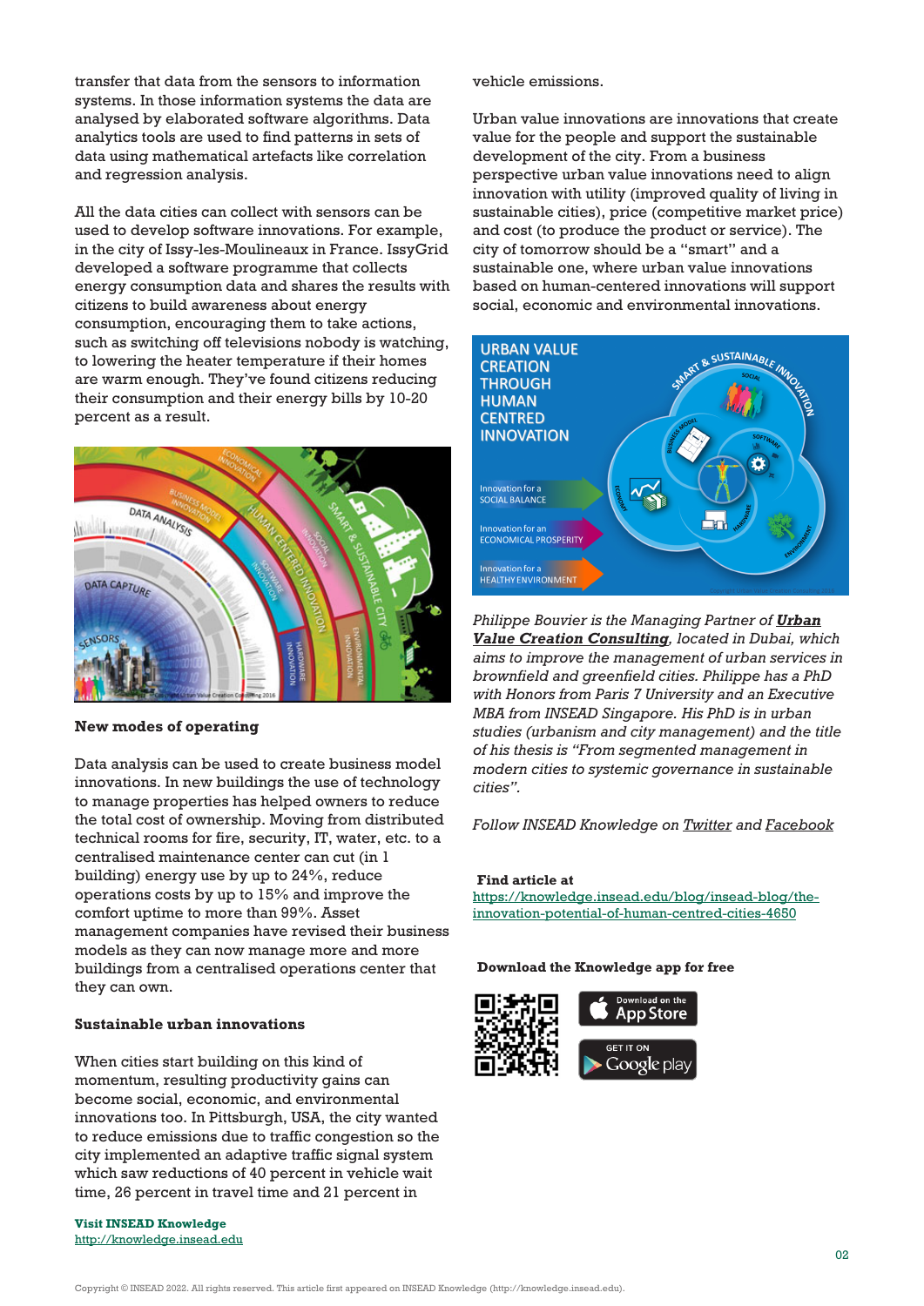transfer that data from the sensors to information systems. In those information systems the data are analysed by elaborated software algorithms. Data analytics tools are used to find patterns in sets of data using mathematical artefacts like correlation and regression analysis.

All the data cities can collect with sensors can be used to develop software innovations. For example, in the city of Issy-les-Moulineaux in France. IssyGrid developed a software programme that collects energy consumption data and shares the results with citizens to build awareness about energy consumption, encouraging them to take actions, such as switching off televisions nobody is watching, to lowering the heater temperature if their homes are warm enough. They've found citizens reducing their consumption and their energy bills by 10-20 percent as a result.

### New modes of operating

Data analysis can be used to create business model innovations. In new buildings the use of technology to manage properties has helped owners to reduce the total cost of ownership. Moving from distributed technical rooms for fire, security, IT, water, etc. to a centralised maintenance center can cut (in 1 building) energy use by up to 24%, reduce operations costs by up to 15% and improve the comfort uptime to more than 99%. Asset management companies have revised their business models as they can now manage more and more buildings from a centralised operations center that they can own.

### Sustainable urban innovations

When cities start building on this kind of momentum, resulting productivity gains can become social, economic, and environmental innovations too. In Pittsburgh, USA, the city wanted to reduce emissions due to traffic congestion so the city implemented an adaptive traffic signal system which saw reductions of 40 percent in vehicle wait time, 26 percent in travel time and 21 percent in vehicle emissions.

Urban value innovations are innovations that create value for the people and support the sustainable development of the city. From a business perspective urban value innovations need to align innovation with utility (improved quality of living in sustainable cities), price (competitive market price) and cost (to produce the product or service). The city of tomorrow should be a "smart" and a sustainable one, where urban value innovations based on human-centered innovations will support social, economic and environmental innovations.

*Philippe Bouvier is the Managing Partner of **Urban Value Creation Consulting**, located in Dubai, which aims to improve the management of urban services in brownfield and greenfield cities. Philippe has a PhD with Honors from Paris 7 University and an Executive MBA from INSEAD Singapore. His PhD is in urban studies (urbanism and city management) and the title of his thesis is "From segmented management in modern cities to systemic governance in sustainable cities".*

*Follow INSEAD Knowledge on Twitter and Facebook*

**Find article at**
https://knowledge.insead.edu/blog/insead-blog/the-innovation-potential-of-human-centred-cities-4650

**Download the Knowledge app for free**

**Visit INSEAD Knowledge**
http://knowledge.insead.edu

Copyright © INSEAD 2022. All rights reserved. This article first appeared on INSEAD Knowledge (http://knowledge.insead.edu).